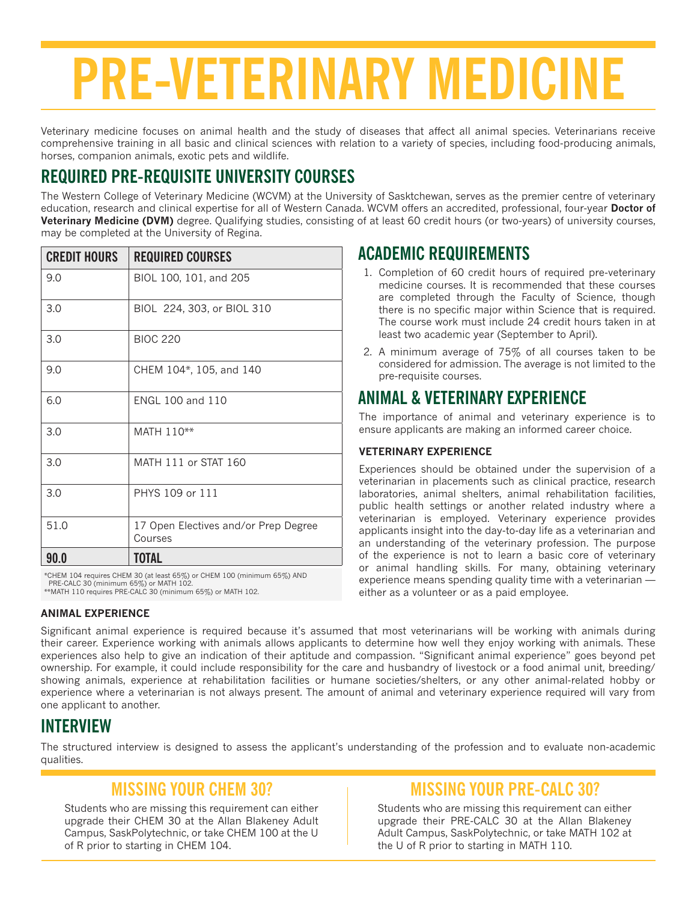# PRE-VETERINARY MEDICINE

Veterinary medicine focuses on animal health and the study of diseases that affect all animal species. Veterinarians receive comprehensive training in all basic and clinical sciences with relation to a variety of species, including food-producing animals, horses, companion animals, exotic pets and wildlife.

## REQUIRED PRE-REQUISITE UNIVERSITY COURSES

The Western College of Veterinary Medicine (WCVM) at the University of Sasktchewan, serves as the premier centre of veterinary education, research and clinical expertise for all of Western Canada. WCVM offers an accredited, professional, four-year **Doctor of Veterinary Medicine (DVM)** degree. Qualifying studies, consisting of at least 60 credit hours (or two-years) of university courses, may be completed at the University of Regina.

| CREDIT HOURS | REQUIRED COURSES |
|---|---|
| 9.0 | BIOL 100, 101, and 205 |
| 3.0 | BIOL 224, 303, or BIOL 310 |
| 3.0 | BIOC 220 |
| 9.0 | CHEM 104*, 105, and 140 |
| 6.0 | ENGL 100 and 110 |
| 3.0 | MATH 110** |
| 3.0 | MATH 111 or STAT 160 |
| 3.0 | PHYS 109 or 111 |
| 51.0 | 17 Open Electives and/or Prep Degree Courses |
| **90.0** | **TOTAL** |

*CHEM 104 requires CHEM 30 (at least 65%) or CHEM 100 (minimum 65%) AND PRE-CALC 30 (minimum 65%) or MATH 102.
**MATH 110 requires PRE-CALC 30 (minimum 65%) or MATH 102.

## ACADEMIC REQUIREMENTS

1. Completion of 60 credit hours of required pre-veterinary medicine courses. It is recommended that these courses are completed through the Faculty of Science, though there is no specific major within Science that is required. The course work must include 24 credit hours taken in at least two academic year (September to April).
2. A minimum average of 75% of all courses taken to be considered for admission. The average is not limited to the pre-requisite courses.

## ANIMAL & VETERINARY EXPERIENCE

The importance of animal and veterinary experience is to ensure applicants are making an informed career choice.

### VETERINARY EXPERIENCE

Experiences should be obtained under the supervision of a veterinarian in placements such as clinical practice, research laboratories, animal shelters, animal rehabilitation facilities, public health settings or another related industry where a veterinarian is employed. Veterinary experience provides applicants insight into the day-to-day life as a veterinarian and an understanding of the veterinary profession. The purpose of the experience is not to learn a basic core of veterinary or animal handling skills. For many, obtaining veterinary experience means spending quality time with a veterinarian — either as a volunteer or as a paid employee.

### ANIMAL EXPERIENCE

Significant animal experience is required because it's assumed that most veterinarians will be working with animals during their career. Experience working with animals allows applicants to determine how well they enjoy working with animals. These experiences also help to give an indication of their aptitude and compassion. "Significant animal experience" goes beyond pet ownership. For example, it could include responsibility for the care and husbandry of livestock or a food animal unit, breeding/showing animals, experience at rehabilitation facilities or humane societies/shelters, or any other animal-related hobby or experience where a veterinarian is not always present. The amount of animal and veterinary experience required will vary from one applicant to another.

## INTERVIEW

The structured interview is designed to assess the applicant's understanding of the profession and to evaluate non-academic qualities.

## MISSING YOUR CHEM 30?

Students who are missing this requirement can either upgrade their CHEM 30 at the Allan Blakeney Adult Campus, SaskPolytechnic, or take CHEM 100 at the U of R prior to starting in CHEM 104.

## MISSING YOUR PRE-CALC 30?

Students who are missing this requirement can either upgrade their PRE-CALC 30 at the Allan Blakeney Adult Campus, SaskPolytechnic, or take MATH 102 at the U of R prior to starting in MATH 110.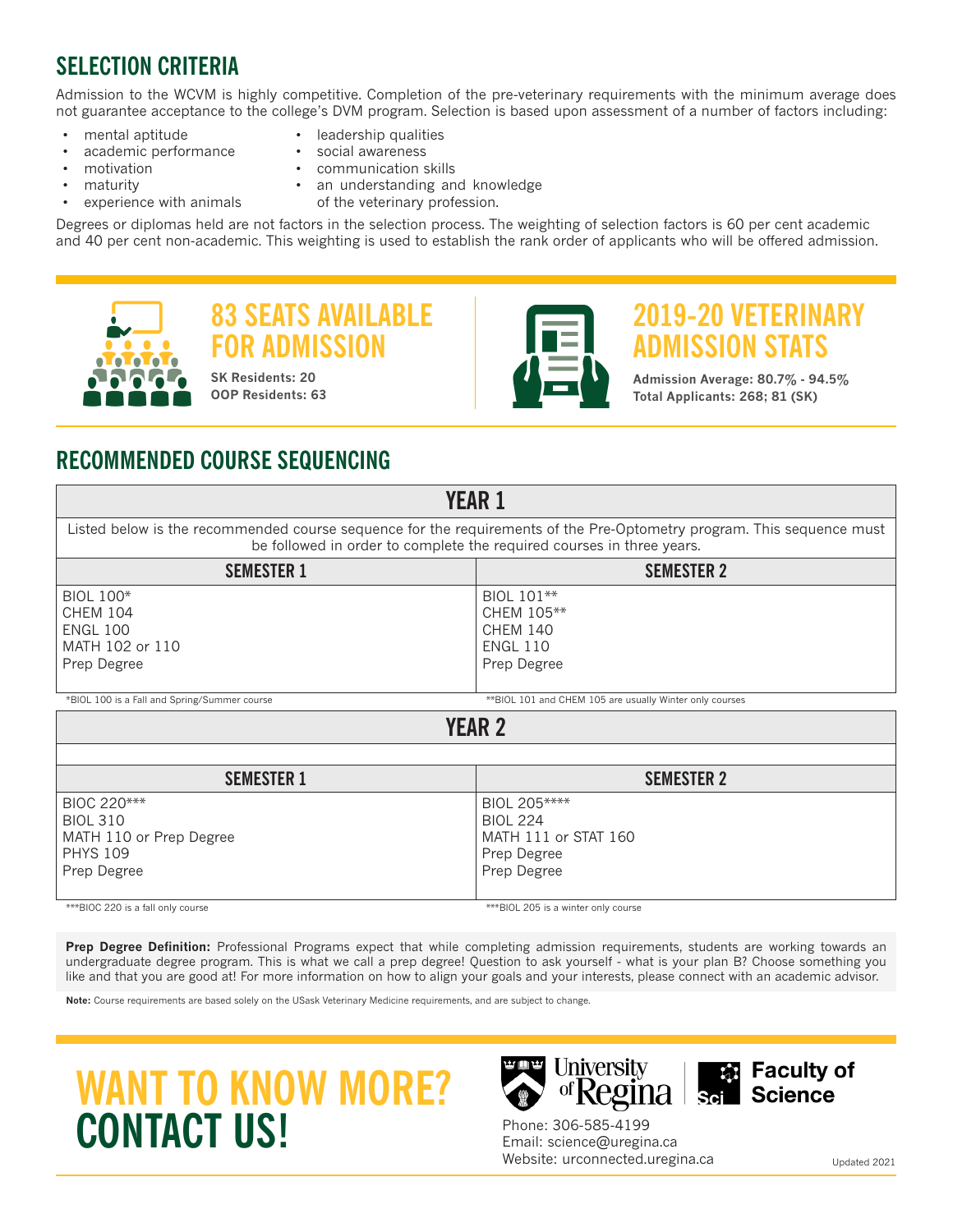## SELECTION CRITERIA

Admission to the WCVM is highly competitive. Completion of the pre-veterinary requirements with the minimum average does not guarantee acceptance to the college's DVM program. Selection is based upon assessment of a number of factors including:

- mental aptitude
- academic performance
- motivation
- maturity
- experience with animals
- leadership qualities
- social awareness
- communication skills
- an understanding and knowledge of the veterinary profession.

Degrees or diplomas held are not factors in the selection process. The weighting of selection factors is 60 per cent academic and 40 per cent non-academic. This weighting is used to establish the rank order of applicants who will be offered admission.

### 83 SEATS AVAILABLE FOR ADMISSION

**SK Residents: 20**
**OOP Residents: 63**

### 2019-20 VETERINARY ADMISSION STATS

**Admission Average: 80.7% - 94.5%**
**Total Applicants: 268; 81 (SK)**

## RECOMMENDED COURSE SEQUENCING

### YEAR 1

Listed below is the recommended course sequence for the requirements of the Pre-Optometry program. This sequence must be followed in order to complete the required courses in three years.

| SEMESTER 1 | SEMESTER 2 |
|---|---|
| BIOL 100* | BIOL 101** |
| CHEM 104 | CHEM 105** |
| ENGL 100 | CHEM 140 |
| MATH 102 or 110 | ENGL 110 |
| Prep Degree | Prep Degree |

*BIOL 100 is a Fall and Spring/Summer course

**BIOL 101 and CHEM 105 are usually Winter only courses

### YEAR 2

| SEMESTER 1 | SEMESTER 2 |
|---|---|
| BIOC 220*** | BIOL 205**** |
| BIOL 310 | BIOL 224 |
| MATH 110 or Prep Degree | MATH 111 or STAT 160 |
| PHYS 109 | Prep Degree |
| Prep Degree | Prep Degree |

***BIOC 220 is a fall only course

***BIOL 205 is a winter only course

**Prep Degree Definition:** Professional Programs expect that while completing admission requirements, students are working towards an undergraduate degree program. This is what we call a prep degree! Question to ask yourself - what is your plan B? Choose something you like and that you are good at! For more information on how to align your goals and your interests, please connect with an academic advisor.

**Note:** Course requirements are based solely on the USask Veterinary Medicine requirements, and are subject to change.

## WANT TO KNOW MORE? CONTACT US!

University of Regina | Faculty of Science

Phone: 306-585-4199
Email: science@uregina.ca
Website: urconnected.uregina.ca

Updated 2021